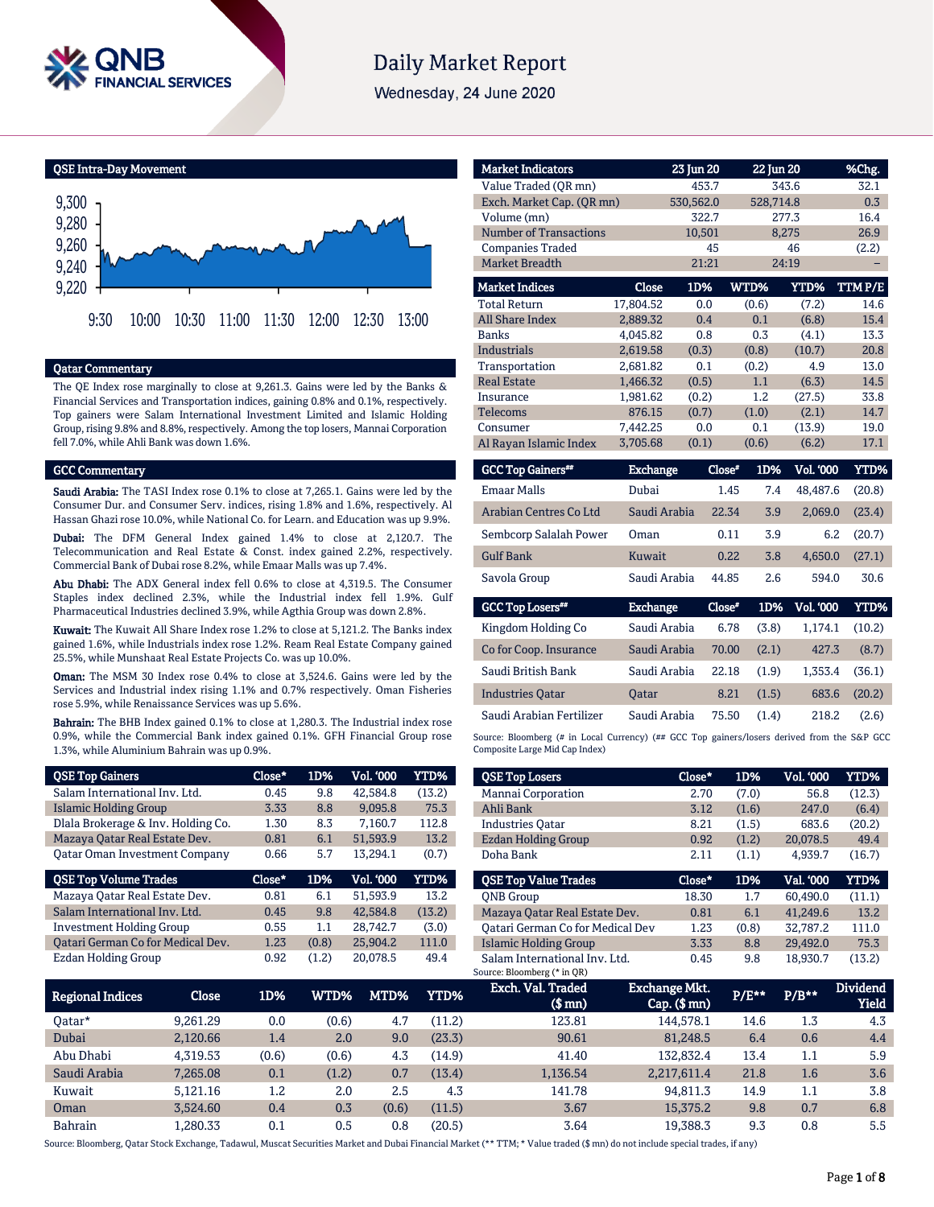# QNB FINANCIAL SERVICES

# Daily Market Report

Wednesday, 24 June 2020

## QSE Intra-Day Movement

## Qatar Commentary

The QE Index rose marginally to close at 9,261.3. Gains were led by the Banks & Financial Services and Transportation indices, gaining 0.8% and 0.1%, respectively. Top gainers were Salam International Investment Limited and Islamic Holding Group, rising 9.8% and 8.8%, respectively. Among the top losers, Mannai Corporation fell 7.0%, while Ahli Bank was down 1.6%.

## GCC Commentary

**Saudi Arabia:** The TASI Index rose 0.1% to close at 7,265.1. Gains were led by the Consumer Dur. and Consumer Serv. indices, rising 1.8% and 1.6%, respectively. Al Hassan Ghazi rose 10.0%, while National Co. for Learn. and Education was up 9.9%.

**Dubai:** The DFM General Index gained 1.4% to close at 2,120.7. The Telecommunication and Real Estate & Const. index gained 2.2%, respectively. Commercial Bank of Dubai rose 8.2%, while Emaar Malls was up 7.4%.

**Abu Dhabi:** The ADX General index fell 0.6% to close at 4,319.5. The Consumer Staples index declined 2.3%, while the Industrial index fell 1.9%. Gulf Pharmaceutical Industries declined 3.9%, while Agthia Group was down 2.8%.

**Kuwait:** The Kuwait All Share Index rose 1.2% to close at 5,121.2. The Banks index gained 1.6%, while Industrials index rose 1.2%. Ream Real Estate Company gained 25.5%, while Munshaat Real Estate Projects Co. was up 10.0%.

**Oman:** The MSM 30 Index rose 0.4% to close at 3,524.6. Gains were led by the Services and Industrial index rising 1.1% and 0.7% respectively. Oman Fisheries rose 5.9%, while Renaissance Services was up 5.6%.

**Bahrain:** The BHB Index gained 0.1% to close at 1,280.3. The Industrial index rose 0.9%, while the Commercial Bank index gained 0.1%. GFH Financial Group rose 1.3%, while Aluminium Bahrain was up 0.9%.

| Market Indicators | 23 Jun 20 | 22 Jun 20 | %Chg. |
|---|---|---|---|
| Value Traded (QR mn) | 453.7 | 343.6 | 32.1 |
| Exch. Market Cap. (QR mn) | 530,562.0 | 528,714.8 | 0.3 |
| Volume (mn) | 322.7 | 277.3 | 16.4 |
| Number of Transactions | 10,501 | 8,275 | 26.9 |
| Companies Traded | 45 | 46 | (2.2) |
| Market Breadth | 21:21 | 24:19 | – |

| Market Indices | Close | 1D% | WTD% | YTD% | TTM P/E |
|---|---|---|---|---|---|
| Total Return | 17,804.52 | 0.0 | (0.6) | (7.2) | 14.6 |
| All Share Index | 2,889.32 | 0.4 | 0.1 | (6.8) | 15.4 |
| Banks | 4,045.82 | 0.8 | 0.3 | (4.1) | 13.3 |
| Industrials | 2,619.58 | (0.3) | (0.8) | (10.7) | 20.8 |
| Transportation | 2,681.82 | 0.1 | (0.2) | 4.9 | 13.0 |
| Real Estate | 1,466.32 | (0.5) | 1.1 | (6.3) | 14.5 |
| Insurance | 1,981.62 | (0.2) | 1.2 | (27.5) | 33.8 |
| Telecoms | 876.15 | (0.7) | (1.0) | (2.1) | 14.7 |
| Consumer | 7,442.25 | 0.0 | 0.1 | (13.9) | 19.0 |
| Al Rayan Islamic Index | 3,705.68 | (0.1) | (0.6) | (6.2) | 17.1 |

| GCC Top Gainers## | Exchange | Close# | 1D% | Vol. '000 | YTD% |
|---|---|---|---|---|---|
| Emaar Malls | Dubai | 1.45 | 7.4 | 48,487.6 | (20.8) |
| Arabian Centres Co Ltd | Saudi Arabia | 22.34 | 3.9 | 2,069.0 | (23.4) |
| Sembcorp Salalah Power | Oman | 0.11 | 3.9 | 6.2 | (20.7) |
| Gulf Bank | Kuwait | 0.22 | 3.8 | 4,650.0 | (27.1) |
| Savola Group | Saudi Arabia | 44.85 | 2.6 | 594.0 | 30.6 |

| GCC Top Losers## | Exchange | Close# | 1D% | Vol. '000 | YTD% |
|---|---|---|---|---|---|
| Kingdom Holding Co | Saudi Arabia | 6.78 | (3.8) | 1,174.1 | (10.2) |
| Co for Coop. Insurance | Saudi Arabia | 70.00 | (2.1) | 427.3 | (8.7) |
| Saudi British Bank | Saudi Arabia | 22.18 | (1.9) | 1,353.4 | (36.1) |
| Industries Qatar | Qatar | 8.21 | (1.5) | 683.6 | (20.2) |
| Saudi Arabian Fertilizer | Saudi Arabia | 75.50 | (1.4) | 218.2 | (2.6) |

Source: Bloomberg (# in Local Currency) (## GCC Top gainers/losers derived from the S&P GCC Composite Large Mid Cap Index)

| QSE Top Gainers | Close* | 1D% | Vol. '000 | YTD% |
|---|---|---|---|---|
| Salam International Inv. Ltd. | 0.45 | 9.8 | 42,584.8 | (13.2) |
| Islamic Holding Group | 3.33 | 8.8 | 9,095.8 | 75.3 |
| Dlala Brokerage & Inv. Holding Co. | 1.30 | 8.3 | 7,160.7 | 112.8 |
| Mazaya Qatar Real Estate Dev. | 0.81 | 6.1 | 51,593.9 | 13.2 |
| Qatar Oman Investment Company | 0.66 | 5.7 | 13,294.1 | (0.7) |

| QSE Top Volume Trades | Close* | 1D% | Vol. '000 | YTD% |
|---|---|---|---|---|
| Mazaya Qatar Real Estate Dev. | 0.81 | 6.1 | 51,593.9 | 13.2 |
| Salam International Inv. Ltd. | 0.45 | 9.8 | 42,584.8 | (13.2) |
| Investment Holding Group | 0.55 | 1.1 | 28,742.7 | (3.0) |
| Qatari German Co for Medical Dev. | 1.23 | (0.8) | 25,904.2 | 111.0 |
| Ezdan Holding Group | 0.92 | (1.2) | 20,078.5 | 49.4 |

| QSE Top Losers | Close* | 1D% | Vol. '000 | YTD% |
|---|---|---|---|---|
| Mannai Corporation | 2.70 | (7.0) | 56.8 | (12.3) |
| Ahli Bank | 3.12 | (1.6) | 247.0 | (6.4) |
| Industries Qatar | 8.21 | (1.5) | 683.6 | (20.2) |
| Ezdan Holding Group | 0.92 | (1.2) | 20,078.5 | 49.4 |
| Doha Bank | 2.11 | (1.1) | 4,939.7 | (16.7) |

| QSE Top Value Trades | Close* | 1D% | Val. '000 | YTD% |
|---|---|---|---|---|
| QNB Group | 18.30 | 1.7 | 60,490.0 | (11.1) |
| Mazaya Qatar Real Estate Dev. | 0.81 | 6.1 | 41,249.6 | 13.2 |
| Qatari German Co for Medical Dev | 1.23 | (0.8) | 32,787.2 | 111.0 |
| Islamic Holding Group | 3.33 | 8.8 | 29,492.0 | 75.3 |
| Salam International Inv. Ltd. | 0.45 | 9.8 | 18,930.7 | (13.2) |

Source: Bloomberg (* in QR)

| Regional Indices | Close | 1D% | WTD% | MTD% | YTD% | Exch. Val. Traded ($ mn) | Exchange Mkt. Cap. ($ mn) | P/E** | P/B** | Dividend Yield |
|---|---|---|---|---|---|---|---|---|---|---|
| Qatar* | 9,261.29 | 0.0 | (0.6) | 4.7 | (11.2) | 123.81 | 144,578.1 | 14.6 | 1.3 | 4.3 |
| Dubai | 2,120.66 | 1.4 | 2.0 | 9.0 | (23.3) | 90.61 | 81,248.5 | 6.4 | 0.6 | 4.4 |
| Abu Dhabi | 4,319.53 | (0.6) | (0.6) | 4.3 | (14.9) | 41.40 | 132,832.4 | 13.4 | 1.1 | 5.9 |
| Saudi Arabia | 7,265.08 | 0.1 | (1.2) | 0.7 | (13.4) | 1,136.54 | 2,217,611.4 | 21.8 | 1.6 | 3.6 |
| Kuwait | 5,121.16 | 1.2 | 2.0 | 2.5 | 4.3 | 141.78 | 94,811.3 | 14.9 | 1.1 | 3.8 |
| Oman | 3,524.60 | 0.4 | 0.3 | (0.6) | (11.5) | 3.67 | 15,375.2 | 9.8 | 0.7 | 6.8 |
| Bahrain | 1,280.33 | 0.1 | 0.5 | 0.8 | (20.5) | 3.64 | 19,388.3 | 9.3 | 0.8 | 5.5 |

Source: Bloomberg, Qatar Stock Exchange, Tadawul, Muscat Securities Market and Dubai Financial Market (** TTM; * Value traded ($ mn) do not include special trades, if any)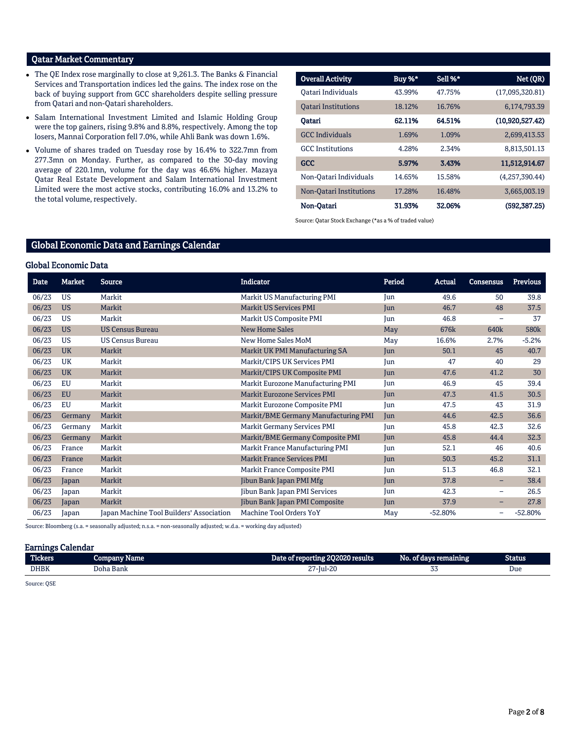## Qatar Market Commentary

- The QE Index rose marginally to close at 9,261.3. The Banks & Financial Services and Transportation indices led the gains. The index rose on the back of buying support from GCC shareholders despite selling pressure from Qatari and non-Qatari shareholders.
- Salam International Investment Limited and Islamic Holding Group were the top gainers, rising 9.8% and 8.8%, respectively. Among the top losers, Mannai Corporation fell 7.0%, while Ahli Bank was down 1.6%.
- Volume of shares traded on Tuesday rose by 16.4% to 322.7mn from 277.3mn on Monday. Further, as compared to the 30-day moving average of 220.1mn, volume for the day was 46.6% higher. Mazaya Qatar Real Estate Development and Salam International Investment Limited were the most active stocks, contributing 16.0% and 13.2% to the total volume, respectively.

| Overall Activity | Buy %* | Sell %* | Net (QR) |
|---|---|---|---|
| Qatari Individuals | 43.99% | 47.75% | (17,095,320.81) |
| Qatari Institutions | 18.12% | 16.76% | 6,174,793.39 |
| **Qatari** | **62.11%** | **64.51%** | **(10,920,527.42)** |
| GCC Individuals | 1.69% | 1.09% | 2,699,413.53 |
| GCC Institutions | 4.28% | 2.34% | 8,813,501.13 |
| **GCC** | **5.97%** | **3.43%** | **11,512,914.67** |
| Non-Qatari Individuals | 14.65% | 15.58% | (4,257,390.44) |
| Non-Qatari Institutions | 17.28% | 16.48% | 3,665,003.19 |
| **Non-Qatari** | **31.93%** | **32.06%** | **(592,387.25)** |

Source: Qatar Stock Exchange (*as a % of traded value)

## Global Economic Data and Earnings Calendar

### Global Economic Data

| Date | Market | Source | Indicator | Period | Actual | Consensus | Previous |
|---|---|---|---|---|---|---|---|
| 06/23 | US | Markit | Markit US Manufacturing PMI | Jun | 49.6 | 50 | 39.8 |
| 06/23 | US | Markit | Markit US Services PMI | Jun | 46.7 | 48 | 37.5 |
| 06/23 | US | Markit | Markit US Composite PMI | Jun | 46.8 | – | 37 |
| 06/23 | US | US Census Bureau | New Home Sales | May | 676k | 640k | 580k |
| 06/23 | US | US Census Bureau | New Home Sales MoM | May | 16.6% | 2.7% | -5.2% |
| 06/23 | UK | Markit | Markit UK PMI Manufacturing SA | Jun | 50.1 | 45 | 40.7 |
| 06/23 | UK | Markit | Markit/CIPS UK Services PMI | Jun | 47 | 40 | 29 |
| 06/23 | UK | Markit | Markit/CIPS UK Composite PMI | Jun | 47.6 | 41.2 | 30 |
| 06/23 | EU | Markit | Markit Eurozone Manufacturing PMI | Jun | 46.9 | 45 | 39.4 |
| 06/23 | EU | Markit | Markit Eurozone Services PMI | Jun | 47.3 | 41.5 | 30.5 |
| 06/23 | EU | Markit | Markit Eurozone Composite PMI | Jun | 47.5 | 43 | 31.9 |
| 06/23 | Germany | Markit | Markit/BME Germany Manufacturing PMI | Jun | 44.6 | 42.5 | 36.6 |
| 06/23 | Germany | Markit | Markit Germany Services PMI | Jun | 45.8 | 42.3 | 32.6 |
| 06/23 | Germany | Markit | Markit/BME Germany Composite PMI | Jun | 45.8 | 44.4 | 32.3 |
| 06/23 | France | Markit | Markit France Manufacturing PMI | Jun | 52.1 | 46 | 40.6 |
| 06/23 | France | Markit | Markit France Services PMI | Jun | 50.3 | 45.2 | 31.1 |
| 06/23 | France | Markit | Markit France Composite PMI | Jun | 51.3 | 46.8 | 32.1 |
| 06/23 | Japan | Markit | Jibun Bank Japan PMI Mfg | Jun | 37.8 | – | 38.4 |
| 06/23 | Japan | Markit | Jibun Bank Japan PMI Services | Jun | 42.3 | – | 26.5 |
| 06/23 | Japan | Markit | Jibun Bank Japan PMI Composite | Jun | 37.9 | – | 27.8 |
| 06/23 | Japan | Japan Machine Tool Builders' Association | Machine Tool Orders YoY | May | -52.80% | – | -52.80% |

Source: Bloomberg (s.a. = seasonally adjusted; n.s.a. = non-seasonally adjusted; w.d.a. = working day adjusted)

### Earnings Calendar

| Tickers | Company Name | Date of reporting 2Q2020 results | No. of days remaining | Status |
|---|---|---|---|---|
| DHBK | Doha Bank | 27-Jul-20 | 33 | Due |

Source: QSE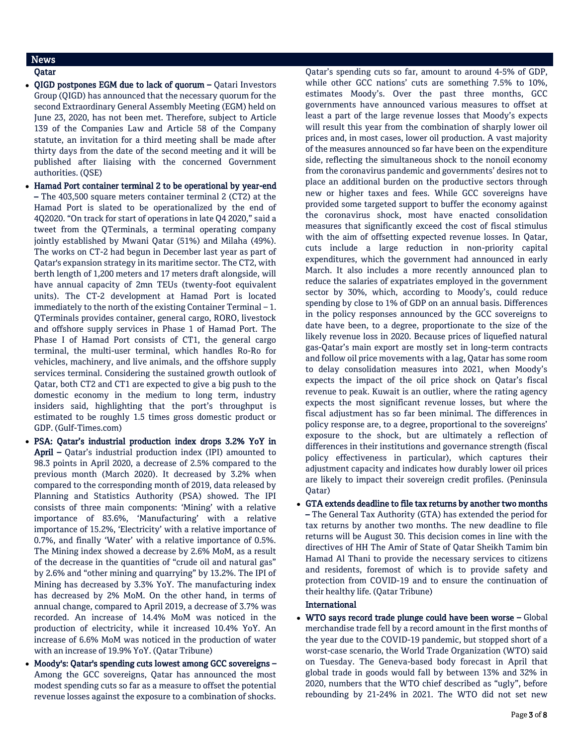## News

### Qatar

- **QIGD postpones EGM due to lack of quorum –** Qatari Investors Group (QIGD) has announced that the necessary quorum for the second Extraordinary General Assembly Meeting (EGM) held on June 23, 2020, has not been met. Therefore, subject to Article 139 of the Companies Law and Article 58 of the Company statute, an invitation for a third meeting shall be made after thirty days from the date of the second meeting and it will be published after liaising with the concerned Government authorities. (QSE)
- **Hamad Port container terminal 2 to be operational by year-end –** The 403,500 square meters container terminal 2 (CT2) at the Hamad Port is slated to be operationalized by the end of 4Q2020. "On track for start of operations in late Q4 2020," said a tweet from the QTerminals, a terminal operating company jointly established by Mwani Qatar (51%) and Milaha (49%). The works on CT-2 had begun in December last year as part of Qatar's expansion strategy in its maritime sector. The CT2, with berth length of 1,200 meters and 17 meters draft alongside, will have annual capacity of 2mn TEUs (twenty-foot equivalent units). The CT-2 development at Hamad Port is located immediately to the north of the existing Container Terminal – 1. QTerminals provides container, general cargo, RORO, livestock and offshore supply services in Phase 1 of Hamad Port. The Phase I of Hamad Port consists of CT1, the general cargo terminal, the multi-user terminal, which handles Ro-Ro for vehicles, machinery, and live animals, and the offshore supply services terminal. Considering the sustained growth outlook of Qatar, both CT2 and CT1 are expected to give a big push to the domestic economy in the medium to long term, industry insiders said, highlighting that the port's throughput is estimated to be roughly 1.5 times gross domestic product or GDP. (Gulf-Times.com)
- **PSA: Qatar's industrial production index drops 3.2% YoY in April –** Qatar's industrial production index (IPI) amounted to 98.3 points in April 2020, a decrease of 2.5% compared to the previous month (March 2020). It decreased by 3.2% when compared to the corresponding month of 2019, data released by Planning and Statistics Authority (PSA) showed. The IPI consists of three main components: 'Mining' with a relative importance of 83.6%, 'Manufacturing' with a relative importance of 15.2%, 'Electricity' with a relative importance of 0.7%, and finally 'Water' with a relative importance of 0.5%. The Mining index showed a decrease by 2.6% MoM, as a result of the decrease in the quantities of "crude oil and natural gas" by 2.6% and "other mining and quarrying" by 13.2%. The IPI of Mining has decreased by 3.3% YoY. The manufacturing index has decreased by 2% MoM. On the other hand, in terms of annual change, compared to April 2019, a decrease of 3.7% was recorded. An increase of 14.4% MoM was noticed in the production of electricity, while it increased 10.4% YoY. An increase of 6.6% MoM was noticed in the production of water with an increase of 19.9% YoY. (Qatar Tribune)
- **Moody's: Qatar's spending cuts lowest among GCC sovereigns –** Among the GCC sovereigns, Qatar has announced the most modest spending cuts so far as a measure to offset the potential revenue losses against the exposure to a combination of shocks. Qatar's spending cuts so far, amount to around 4-5% of GDP, while other GCC nations' cuts are something 7.5% to 10%, estimates Moody's. Over the past three months, GCC governments have announced various measures to offset at least a part of the large revenue losses that Moody's expects will result this year from the combination of sharply lower oil prices and, in most cases, lower oil production. A vast majority of the measures announced so far have been on the expenditure side, reflecting the simultaneous shock to the nonoil economy from the coronavirus pandemic and governments' desires not to place an additional burden on the productive sectors through new or higher taxes and fees. While GCC sovereigns have provided some targeted support to buffer the economy against the coronavirus shock, most have enacted consolidation measures that significantly exceed the cost of fiscal stimulus with the aim of offsetting expected revenue losses. In Qatar, cuts include a large reduction in non-priority capital expenditures, which the government had announced in early March. It also includes a more recently announced plan to reduce the salaries of expatriates employed in the government sector by 30%, which, according to Moody's, could reduce spending by close to 1% of GDP on an annual basis. Differences in the policy responses announced by the GCC sovereigns to date have been, to a degree, proportionate to the size of the likely revenue loss in 2020. Because prices of liquefied natural gas-Qatar's main export are mostly set in long-term contracts and follow oil price movements with a lag, Qatar has some room to delay consolidation measures into 2021, when Moody's expects the impact of the oil price shock on Qatar's fiscal revenue to peak. Kuwait is an outlier, where the rating agency expects the most significant revenue losses, but where the fiscal adjustment has so far been minimal. The differences in policy response are, to a degree, proportional to the sovereigns' exposure to the shock, but are ultimately a reflection of differences in their institutions and governance strength (fiscal policy effectiveness in particular), which captures their adjustment capacity and indicates how durably lower oil prices are likely to impact their sovereign credit profiles. (Peninsula Qatar)
- **GTA extends deadline to file tax returns by another two months –** The General Tax Authority (GTA) has extended the period for tax returns by another two months. The new deadline to file returns will be August 30. This decision comes in line with the directives of HH The Amir of State of Qatar Sheikh Tamim bin Hamad Al Thani to provide the necessary services to citizens and residents, foremost of which is to provide safety and protection from COVID-19 and to ensure the continuation of their healthy life. (Qatar Tribune)

### International

- **WTO says record trade plunge could have been worse –** Global merchandise trade fell by a record amount in the first months of the year due to the COVID-19 pandemic, but stopped short of a worst-case scenario, the World Trade Organization (WTO) said on Tuesday. The Geneva-based body forecast in April that global trade in goods would fall by between 13% and 32% in 2020, numbers that the WTO chief described as "ugly", before rebounding by 21-24% in 2021. The WTO did not set new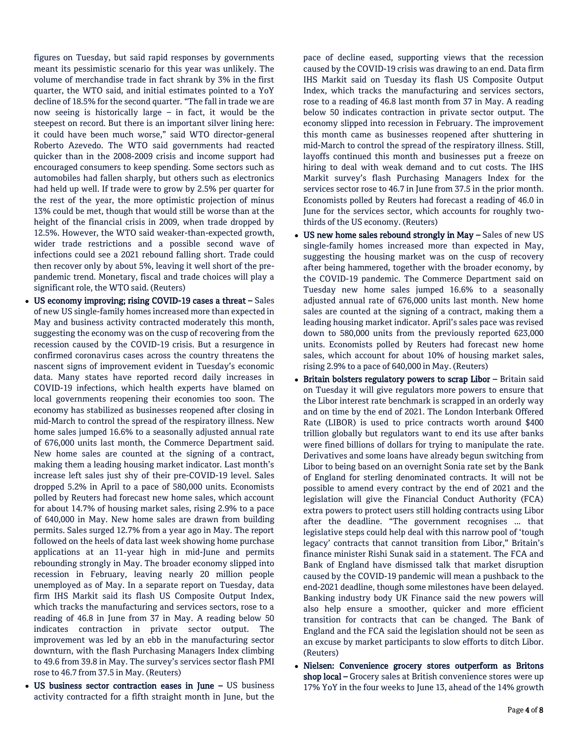figures on Tuesday, but said rapid responses by governments meant its pessimistic scenario for this year was unlikely. The volume of merchandise trade in fact shrank by 3% in the first quarter, the WTO said, and initial estimates pointed to a YoY decline of 18.5% for the second quarter. "The fall in trade we are now seeing is historically large – in fact, it would be the steepest on record. But there is an important silver lining here: it could have been much worse," said WTO director-general Roberto Azevedo. The WTO said governments had reacted quicker than in the 2008-2009 crisis and income support had encouraged consumers to keep spending. Some sectors such as automobiles had fallen sharply, but others such as electronics had held up well. If trade were to grow by 2.5% per quarter for the rest of the year, the more optimistic projection of minus 13% could be met, though that would still be worse than at the height of the financial crisis in 2009, when trade dropped by 12.5%. However, the WTO said weaker-than-expected growth, wider trade restrictions and a possible second wave of infections could see a 2021 rebound falling short. Trade could then recover only by about 5%, leaving it well short of the pre-pandemic trend. Monetary, fiscal and trade choices will play a significant role, the WTO said. (Reuters)

- **US economy improving; rising COVID-19 cases a threat –** Sales of new US single-family homes increased more than expected in May and business activity contracted moderately this month, suggesting the economy was on the cusp of recovering from the recession caused by the COVID-19 crisis. But a resurgence in confirmed coronavirus cases across the country threatens the nascent signs of improvement evident in Tuesday's economic data. Many states have reported record daily increases in COVID-19 infections, which health experts have blamed on local governments reopening their economies too soon. The economy has stabilized as businesses reopened after closing in mid-March to control the spread of the respiratory illness. New home sales jumped 16.6% to a seasonally adjusted annual rate of 676,000 units last month, the Commerce Department said. New home sales are counted at the signing of a contract, making them a leading housing market indicator. Last month's increase left sales just shy of their pre-COVID-19 level. Sales dropped 5.2% in April to a pace of 580,000 units. Economists polled by Reuters had forecast new home sales, which account for about 14.7% of housing market sales, rising 2.9% to a pace of 640,000 in May. New home sales are drawn from building permits. Sales surged 12.7% from a year ago in May. The report followed on the heels of data last week showing home purchase applications at an 11-year high in mid-June and permits rebounding strongly in May. The broader economy slipped into recession in February, leaving nearly 20 million people unemployed as of May. In a separate report on Tuesday, data firm IHS Markit said its flash US Composite Output Index, which tracks the manufacturing and services sectors, rose to a reading of 46.8 in June from 37 in May. A reading below 50 indicates contraction in private sector output. The improvement was led by an ebb in the manufacturing sector downturn, with the flash Purchasing Managers Index climbing to 49.6 from 39.8 in May. The survey's services sector flash PMI rose to 46.7 from 37.5 in May. (Reuters)
- **US business sector contraction eases in June –** US business activity contracted for a fifth straight month in June, but the pace of decline eased, supporting views that the recession caused by the COVID-19 crisis was drawing to an end. Data firm IHS Markit said on Tuesday its flash US Composite Output Index, which tracks the manufacturing and services sectors, rose to a reading of 46.8 last month from 37 in May. A reading below 50 indicates contraction in private sector output. The economy slipped into recession in February. The improvement this month came as businesses reopened after shuttering in mid-March to control the spread of the respiratory illness. Still, layoffs continued this month and businesses put a freeze on hiring to deal with weak demand and to cut costs. The IHS Markit survey's flash Purchasing Managers Index for the services sector rose to 46.7 in June from 37.5 in the prior month. Economists polled by Reuters had forecast a reading of 46.0 in June for the services sector, which accounts for roughly two-thirds of the US economy. (Reuters)
- **US new home sales rebound strongly in May –** Sales of new US single-family homes increased more than expected in May, suggesting the housing market was on the cusp of recovery after being hammered, together with the broader economy, by the COVID-19 pandemic. The Commerce Department said on Tuesday new home sales jumped 16.6% to a seasonally adjusted annual rate of 676,000 units last month. New home sales are counted at the signing of a contract, making them a leading housing market indicator. April's sales pace was revised down to 580,000 units from the previously reported 623,000 units. Economists polled by Reuters had forecast new home sales, which account for about 10% of housing market sales, rising 2.9% to a pace of 640,000 in May. (Reuters)
- **Britain bolsters regulatory powers to scrap Libor –** Britain said on Tuesday it will give regulators more powers to ensure that the Libor interest rate benchmark is scrapped in an orderly way and on time by the end of 2021. The London Interbank Offered Rate (LIBOR) is used to price contracts worth around $400 trillion globally but regulators want to end its use after banks were fined billions of dollars for trying to manipulate the rate. Derivatives and some loans have already begun switching from Libor to being based on an overnight Sonia rate set by the Bank of England for sterling denominated contracts. It will not be possible to amend every contract by the end of 2021 and the legislation will give the Financial Conduct Authority (FCA) extra powers to protect users still holding contracts using Libor after the deadline. "The government recognises ... that legislative steps could help deal with this narrow pool of 'tough legacy' contracts that cannot transition from Libor," Britain's finance minister Rishi Sunak said in a statement. The FCA and Bank of England have dismissed talk that market disruption caused by the COVID-19 pandemic will mean a pushback to the end-2021 deadline, though some milestones have been delayed. Banking industry body UK Finance said the new powers will also help ensure a smoother, quicker and more efficient transition for contracts that can be changed. The Bank of England and the FCA said the legislation should not be seen as an excuse by market participants to slow efforts to ditch Libor. (Reuters)
- **Nielsen: Convenience grocery stores outperform as Britons shop local –** Grocery sales at British convenience stores were up 17% YoY in the four weeks to June 13, ahead of the 14% growth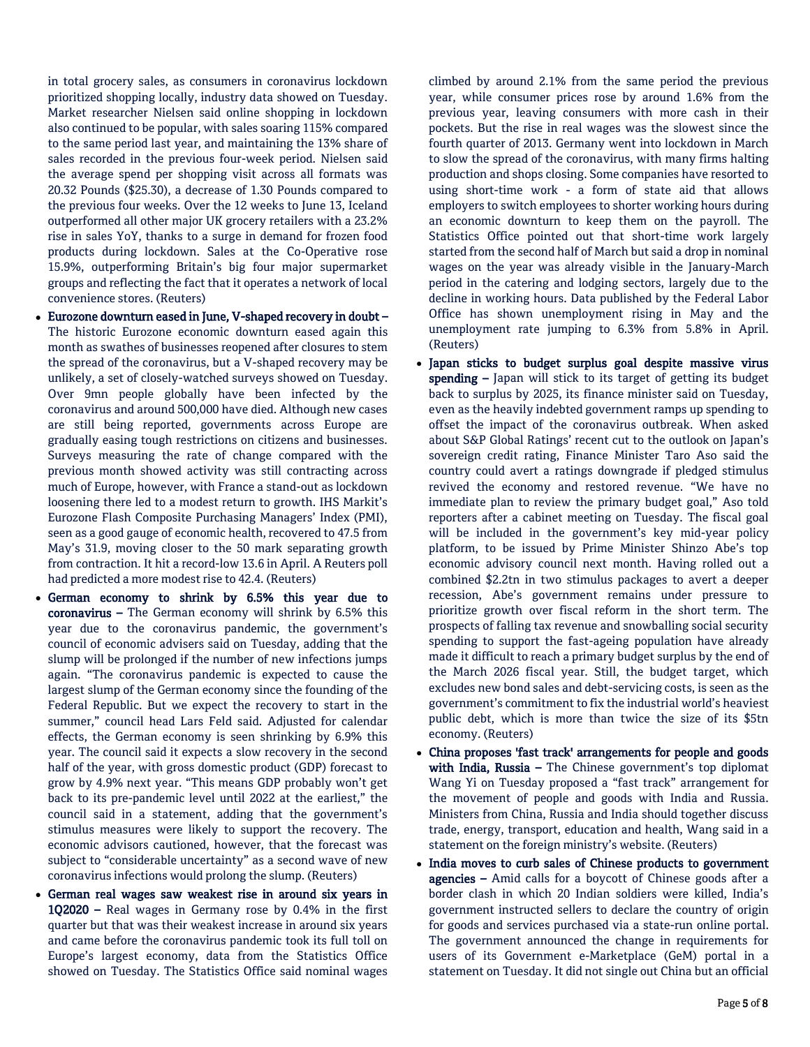in total grocery sales, as consumers in coronavirus lockdown prioritized shopping locally, industry data showed on Tuesday. Market researcher Nielsen said online shopping in lockdown also continued to be popular, with sales soaring 115% compared to the same period last year, and maintaining the 13% share of sales recorded in the previous four-week period. Nielsen said the average spend per shopping visit across all formats was 20.32 Pounds ($25.30), a decrease of 1.30 Pounds compared to the previous four weeks. Over the 12 weeks to June 13, Iceland outperformed all other major UK grocery retailers with a 23.2% rise in sales YoY, thanks to a surge in demand for frozen food products during lockdown. Sales at the Co-Operative rose 15.9%, outperforming Britain's big four major supermarket groups and reflecting the fact that it operates a network of local convenience stores. (Reuters)

- **Eurozone downturn eased in June, V-shaped recovery in doubt –** The historic Eurozone economic downturn eased again this month as swathes of businesses reopened after closures to stem the spread of the coronavirus, but a V-shaped recovery may be unlikely, a set of closely-watched surveys showed on Tuesday. Over 9mn people globally have been infected by the coronavirus and around 500,000 have died. Although new cases are still being reported, governments across Europe are gradually easing tough restrictions on citizens and businesses. Surveys measuring the rate of change compared with the previous month showed activity was still contracting across much of Europe, however, with France a stand-out as lockdown loosening there led to a modest return to growth. IHS Markit's Eurozone Flash Composite Purchasing Managers' Index (PMI), seen as a good gauge of economic health, recovered to 47.5 from May's 31.9, moving closer to the 50 mark separating growth from contraction. It hit a record-low 13.6 in April. A Reuters poll had predicted a more modest rise to 42.4. (Reuters)
- **German economy to shrink by 6.5% this year due to coronavirus –** The German economy will shrink by 6.5% this year due to the coronavirus pandemic, the government's council of economic advisers said on Tuesday, adding that the slump will be prolonged if the number of new infections jumps again. "The coronavirus pandemic is expected to cause the largest slump of the German economy since the founding of the Federal Republic. But we expect the recovery to start in the summer," council head Lars Feld said. Adjusted for calendar effects, the German economy is seen shrinking by 6.9% this year. The council said it expects a slow recovery in the second half of the year, with gross domestic product (GDP) forecast to grow by 4.9% next year. "This means GDP probably won't get back to its pre-pandemic level until 2022 at the earliest," the council said in a statement, adding that the government's stimulus measures were likely to support the recovery. The economic advisors cautioned, however, that the forecast was subject to "considerable uncertainty" as a second wave of new coronavirus infections would prolong the slump. (Reuters)
- **German real wages saw weakest rise in around six years in 1Q2020 –** Real wages in Germany rose by 0.4% in the first quarter but that was their weakest increase in around six years and came before the coronavirus pandemic took its full toll on Europe's largest economy, data from the Statistics Office showed on Tuesday. The Statistics Office said nominal wages climbed by around 2.1% from the same period the previous year, while consumer prices rose by around 1.6% from the previous year, leaving consumers with more cash in their pockets. But the rise in real wages was the slowest since the fourth quarter of 2013. Germany went into lockdown in March to slow the spread of the coronavirus, with many firms halting production and shops closing. Some companies have resorted to using short-time work - a form of state aid that allows employers to switch employees to shorter working hours during an economic downturn to keep them on the payroll. The Statistics Office pointed out that short-time work largely started from the second half of March but said a drop in nominal wages on the year was already visible in the January-March period in the catering and lodging sectors, largely due to the decline in working hours. Data published by the Federal Labor Office has shown unemployment rising in May and the unemployment rate jumping to 6.3% from 5.8% in April. (Reuters)
- **Japan sticks to budget surplus goal despite massive virus spending –** Japan will stick to its target of getting its budget back to surplus by 2025, its finance minister said on Tuesday, even as the heavily indebted government ramps up spending to offset the impact of the coronavirus outbreak. When asked about S&P Global Ratings' recent cut to the outlook on Japan's sovereign credit rating, Finance Minister Taro Aso said the country could avert a ratings downgrade if pledged stimulus revived the economy and restored revenue. "We have no immediate plan to review the primary budget goal," Aso told reporters after a cabinet meeting on Tuesday. The fiscal goal will be included in the government's key mid-year policy platform, to be issued by Prime Minister Shinzo Abe's top economic advisory council next month. Having rolled out a combined $2.2tn in two stimulus packages to avert a deeper recession, Abe's government remains under pressure to prioritize growth over fiscal reform in the short term. The prospects of falling tax revenue and snowballing social security spending to support the fast-ageing population have already made it difficult to reach a primary budget surplus by the end of the March 2026 fiscal year. Still, the budget target, which excludes new bond sales and debt-servicing costs, is seen as the government's commitment to fix the industrial world's heaviest public debt, which is more than twice the size of its $5tn economy. (Reuters)
- **China proposes 'fast track' arrangements for people and goods with India, Russia –** The Chinese government's top diplomat Wang Yi on Tuesday proposed a "fast track" arrangement for the movement of people and goods with India and Russia. Ministers from China, Russia and India should together discuss trade, energy, transport, education and health, Wang said in a statement on the foreign ministry's website. (Reuters)
- **India moves to curb sales of Chinese products to government agencies –** Amid calls for a boycott of Chinese goods after a border clash in which 20 Indian soldiers were killed, India's government instructed sellers to declare the country of origin for goods and services purchased via a state-run online portal. The government announced the change in requirements for users of its Government e-Marketplace (GeM) portal in a statement on Tuesday. It did not single out China but an official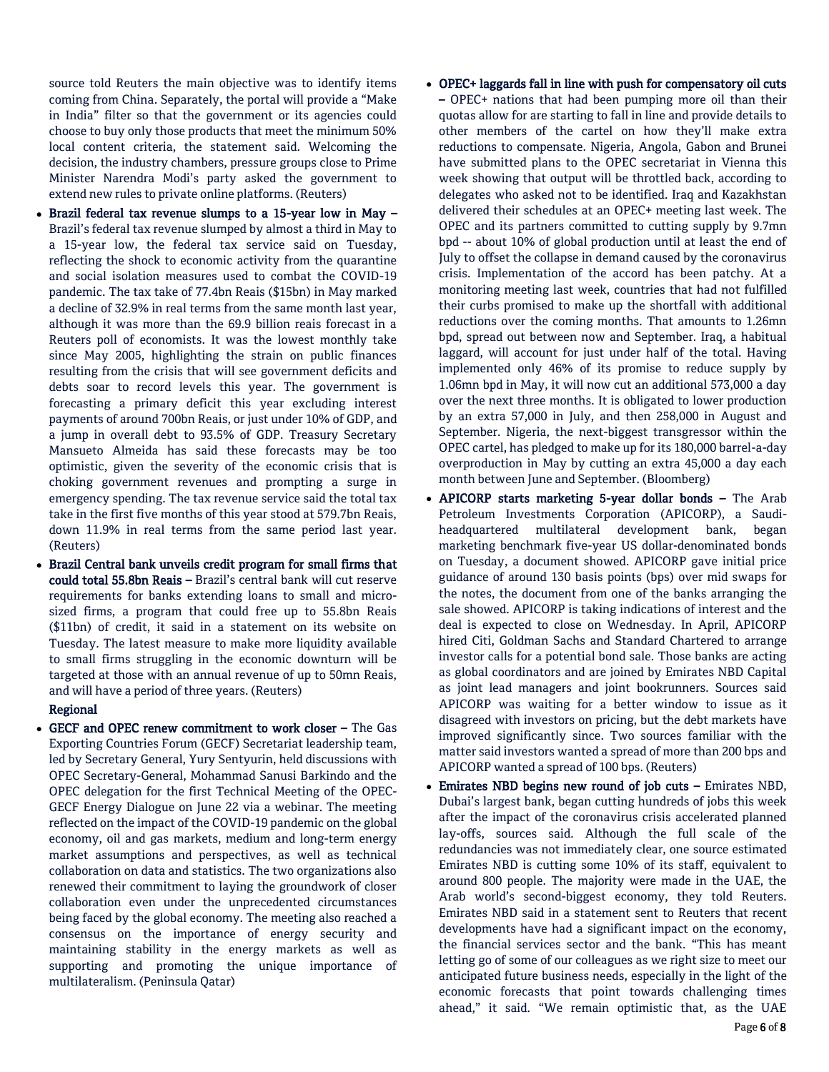source told Reuters the main objective was to identify items coming from China. Separately, the portal will provide a "Make in India" filter so that the government or its agencies could choose to buy only those products that meet the minimum 50% local content criteria, the statement said. Welcoming the decision, the industry chambers, pressure groups close to Prime Minister Narendra Modi's party asked the government to extend new rules to private online platforms. (Reuters)

- **Brazil federal tax revenue slumps to a 15-year low in May –** Brazil's federal tax revenue slumped by almost a third in May to a 15-year low, the federal tax service said on Tuesday, reflecting the shock to economic activity from the quarantine and social isolation measures used to combat the COVID-19 pandemic. The tax take of 77.4bn Reais ($15bn) in May marked a decline of 32.9% in real terms from the same month last year, although it was more than the 69.9 billion reais forecast in a Reuters poll of economists. It was the lowest monthly take since May 2005, highlighting the strain on public finances resulting from the crisis that will see government deficits and debts soar to record levels this year. The government is forecasting a primary deficit this year excluding interest payments of around 700bn Reais, or just under 10% of GDP, and a jump in overall debt to 93.5% of GDP. Treasury Secretary Mansueto Almeida has said these forecasts may be too optimistic, given the severity of the economic crisis that is choking government revenues and prompting a surge in emergency spending. The tax revenue service said the total tax take in the first five months of this year stood at 579.7bn Reais, down 11.9% in real terms from the same period last year. (Reuters)
- **Brazil Central bank unveils credit program for small firms that could total 55.8bn Reais –** Brazil's central bank will cut reserve requirements for banks extending loans to small and micro-sized firms, a program that could free up to 55.8bn Reais ($11bn) of credit, it said in a statement on its website on Tuesday. The latest measure to make more liquidity available to small firms struggling in the economic downturn will be targeted at those with an annual revenue of up to 50mn Reais, and will have a period of three years. (Reuters)

**Regional**

- **GECF and OPEC renew commitment to work closer –** The Gas Exporting Countries Forum (GECF) Secretariat leadership team, led by Secretary General, Yury Sentyurin, held discussions with OPEC Secretary-General, Mohammad Sanusi Barkindo and the OPEC delegation for the first Technical Meeting of the OPEC-GECF Energy Dialogue on June 22 via a webinar. The meeting reflected on the impact of the COVID-19 pandemic on the global economy, oil and gas markets, medium and long-term energy market assumptions and perspectives, as well as technical collaboration on data and statistics. The two organizations also renewed their commitment to laying the groundwork of closer collaboration even under the unprecedented circumstances being faced by the global economy. The meeting also reached a consensus on the importance of energy security and maintaining stability in the energy markets as well as supporting and promoting the unique importance of multilateralism. (Peninsula Qatar)
- **OPEC+ laggards fall in line with push for compensatory oil cuts –** OPEC+ nations that had been pumping more oil than their quotas allow for are starting to fall in line and provide details to other members of the cartel on how they'll make extra reductions to compensate. Nigeria, Angola, Gabon and Brunei have submitted plans to the OPEC secretariat in Vienna this week showing that output will be throttled back, according to delegates who asked not to be identified. Iraq and Kazakhstan delivered their schedules at an OPEC+ meeting last week. The OPEC and its partners committed to cutting supply by 9.7mn bpd -- about 10% of global production until at least the end of July to offset the collapse in demand caused by the coronavirus crisis. Implementation of the accord has been patchy. At a monitoring meeting last week, countries that had not fulfilled their curbs promised to make up the shortfall with additional reductions over the coming months. That amounts to 1.26mn bpd, spread out between now and September. Iraq, a habitual laggard, will account for just under half of the total. Having implemented only 46% of its promise to reduce supply by 1.06mn bpd in May, it will now cut an additional 573,000 a day over the next three months. It is obligated to lower production by an extra 57,000 in July, and then 258,000 in August and September. Nigeria, the next-biggest transgressor within the OPEC cartel, has pledged to make up for its 180,000 barrel-a-day overproduction in May by cutting an extra 45,000 a day each month between June and September. (Bloomberg)
- **APICORP starts marketing 5-year dollar bonds –** The Arab Petroleum Investments Corporation (APICORP), a Saudi-headquartered multilateral development bank, began marketing benchmark five-year US dollar-denominated bonds on Tuesday, a document showed. APICORP gave initial price guidance of around 130 basis points (bps) over mid swaps for the notes, the document from one of the banks arranging the sale showed. APICORP is taking indications of interest and the deal is expected to close on Wednesday. In April, APICORP hired Citi, Goldman Sachs and Standard Chartered to arrange investor calls for a potential bond sale. Those banks are acting as global coordinators and are joined by Emirates NBD Capital as joint lead managers and joint bookrunners. Sources said APICORP was waiting for a better window to issue as it disagreed with investors on pricing, but the debt markets have improved significantly since. Two sources familiar with the matter said investors wanted a spread of more than 200 bps and APICORP wanted a spread of 100 bps. (Reuters)
- **Emirates NBD begins new round of job cuts –** Emirates NBD, Dubai's largest bank, began cutting hundreds of jobs this week after the impact of the coronavirus crisis accelerated planned lay-offs, sources said. Although the full scale of the redundancies was not immediately clear, one source estimated Emirates NBD is cutting some 10% of its staff, equivalent to around 800 people. The majority were made in the UAE, the Arab world's second-biggest economy, they told Reuters. Emirates NBD said in a statement sent to Reuters that recent developments have had a significant impact on the economy, the financial services sector and the bank. "This has meant letting go of some of our colleagues as we right size to meet our anticipated future business needs, especially in the light of the economic forecasts that point towards challenging times ahead," it said. "We remain optimistic that, as the UAE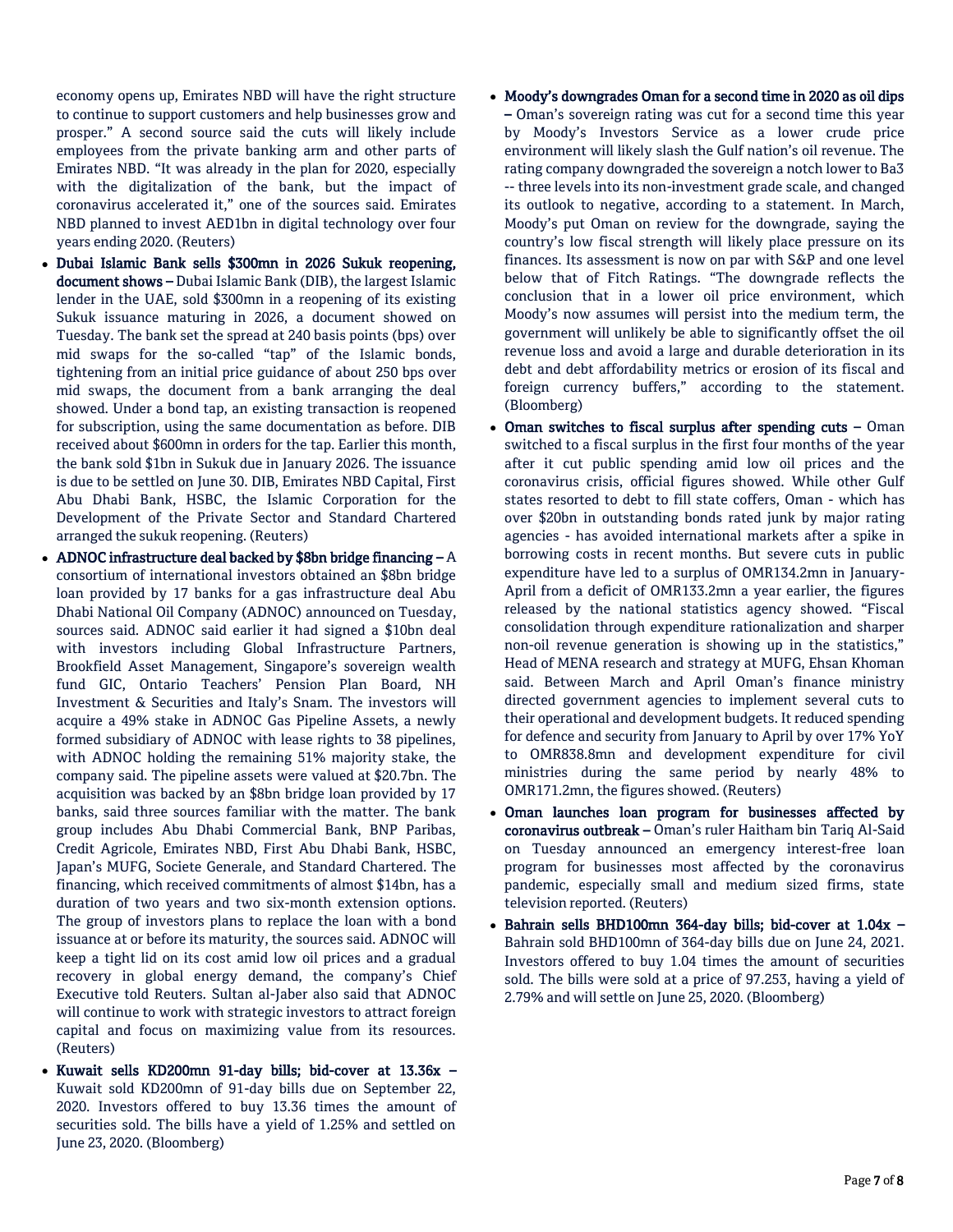economy opens up, Emirates NBD will have the right structure to continue to support customers and help businesses grow and prosper." A second source said the cuts will likely include employees from the private banking arm and other parts of Emirates NBD. "It was already in the plan for 2020, especially with the digitalization of the bank, but the impact of coronavirus accelerated it," one of the sources said. Emirates NBD planned to invest AED1bn in digital technology over four years ending 2020. (Reuters)

- **Dubai Islamic Bank sells $300mn in 2026 Sukuk reopening, document shows –** Dubai Islamic Bank (DIB), the largest Islamic lender in the UAE, sold $300mn in a reopening of its existing Sukuk issuance maturing in 2026, a document showed on Tuesday. The bank set the spread at 240 basis points (bps) over mid swaps for the so-called "tap" of the Islamic bonds, tightening from an initial price guidance of about 250 bps over mid swaps, the document from a bank arranging the deal showed. Under a bond tap, an existing transaction is reopened for subscription, using the same documentation as before. DIB received about $600mn in orders for the tap. Earlier this month, the bank sold $1bn in Sukuk due in January 2026. The issuance is due to be settled on June 30. DIB, Emirates NBD Capital, First Abu Dhabi Bank, HSBC, the Islamic Corporation for the Development of the Private Sector and Standard Chartered arranged the sukuk reopening. (Reuters)
- **ADNOC infrastructure deal backed by $8bn bridge financing –** A consortium of international investors obtained an $8bn bridge loan provided by 17 banks for a gas infrastructure deal Abu Dhabi National Oil Company (ADNOC) announced on Tuesday, sources said. ADNOC said earlier it had signed a $10bn deal with investors including Global Infrastructure Partners, Brookfield Asset Management, Singapore's sovereign wealth fund GIC, Ontario Teachers' Pension Plan Board, NH Investment & Securities and Italy's Snam. The investors will acquire a 49% stake in ADNOC Gas Pipeline Assets, a newly formed subsidiary of ADNOC with lease rights to 38 pipelines, with ADNOC holding the remaining 51% majority stake, the company said. The pipeline assets were valued at $20.7bn. The acquisition was backed by an $8bn bridge loan provided by 17 banks, said three sources familiar with the matter. The bank group includes Abu Dhabi Commercial Bank, BNP Paribas, Credit Agricole, Emirates NBD, First Abu Dhabi Bank, HSBC, Japan's MUFG, Societe Generale, and Standard Chartered. The financing, which received commitments of almost $14bn, has a duration of two years and two six-month extension options. The group of investors plans to replace the loan with a bond issuance at or before its maturity, the sources said. ADNOC will keep a tight lid on its cost amid low oil prices and a gradual recovery in global energy demand, the company's Chief Executive told Reuters. Sultan al-Jaber also said that ADNOC will continue to work with strategic investors to attract foreign capital and focus on maximizing value from its resources. (Reuters)
- **Kuwait sells KD200mn 91-day bills; bid-cover at 13.36x –** Kuwait sold KD200mn of 91-day bills due on September 22, 2020. Investors offered to buy 13.36 times the amount of securities sold. The bills have a yield of 1.25% and settled on June 23, 2020. (Bloomberg)
- **Moody's downgrades Oman for a second time in 2020 as oil dips –** Oman's sovereign rating was cut for a second time this year by Moody's Investors Service as a lower crude price environment will likely slash the Gulf nation's oil revenue. The rating company downgraded the sovereign a notch lower to Ba3 -- three levels into its non-investment grade scale, and changed its outlook to negative, according to a statement. In March, Moody's put Oman on review for the downgrade, saying the country's low fiscal strength will likely place pressure on its finances. Its assessment is now on par with S&P and one level below that of Fitch Ratings. "The downgrade reflects the conclusion that in a lower oil price environment, which Moody's now assumes will persist into the medium term, the government will unlikely be able to significantly offset the oil revenue loss and avoid a large and durable deterioration in its debt and debt affordability metrics or erosion of its fiscal and foreign currency buffers," according to the statement. (Bloomberg)
- **Oman switches to fiscal surplus after spending cuts –** Oman switched to a fiscal surplus in the first four months of the year after it cut public spending amid low oil prices and the coronavirus crisis, official figures showed. While other Gulf states resorted to debt to fill state coffers, Oman - which has over $20bn in outstanding bonds rated junk by major rating agencies - has avoided international markets after a spike in borrowing costs in recent months. But severe cuts in public expenditure have led to a surplus of OMR134.2mn in January-April from a deficit of OMR133.2mn a year earlier, the figures released by the national statistics agency showed. "Fiscal consolidation through expenditure rationalization and sharper non-oil revenue generation is showing up in the statistics," Head of MENA research and strategy at MUFG, Ehsan Khoman said. Between March and April Oman's finance ministry directed government agencies to implement several cuts to their operational and development budgets. It reduced spending for defence and security from January to April by over 17% YoY to OMR838.8mn and development expenditure for civil ministries during the same period by nearly 48% to OMR171.2mn, the figures showed. (Reuters)
- **Oman launches loan program for businesses affected by coronavirus outbreak –** Oman's ruler Haitham bin Tariq Al-Said on Tuesday announced an emergency interest-free loan program for businesses most affected by the coronavirus pandemic, especially small and medium sized firms, state television reported. (Reuters)
- **Bahrain sells BHD100mn 364-day bills; bid-cover at 1.04x –** Bahrain sold BHD100mn of 364-day bills due on June 24, 2021. Investors offered to buy 1.04 times the amount of securities sold. The bills were sold at a price of 97.253, having a yield of 2.79% and will settle on June 25, 2020. (Bloomberg)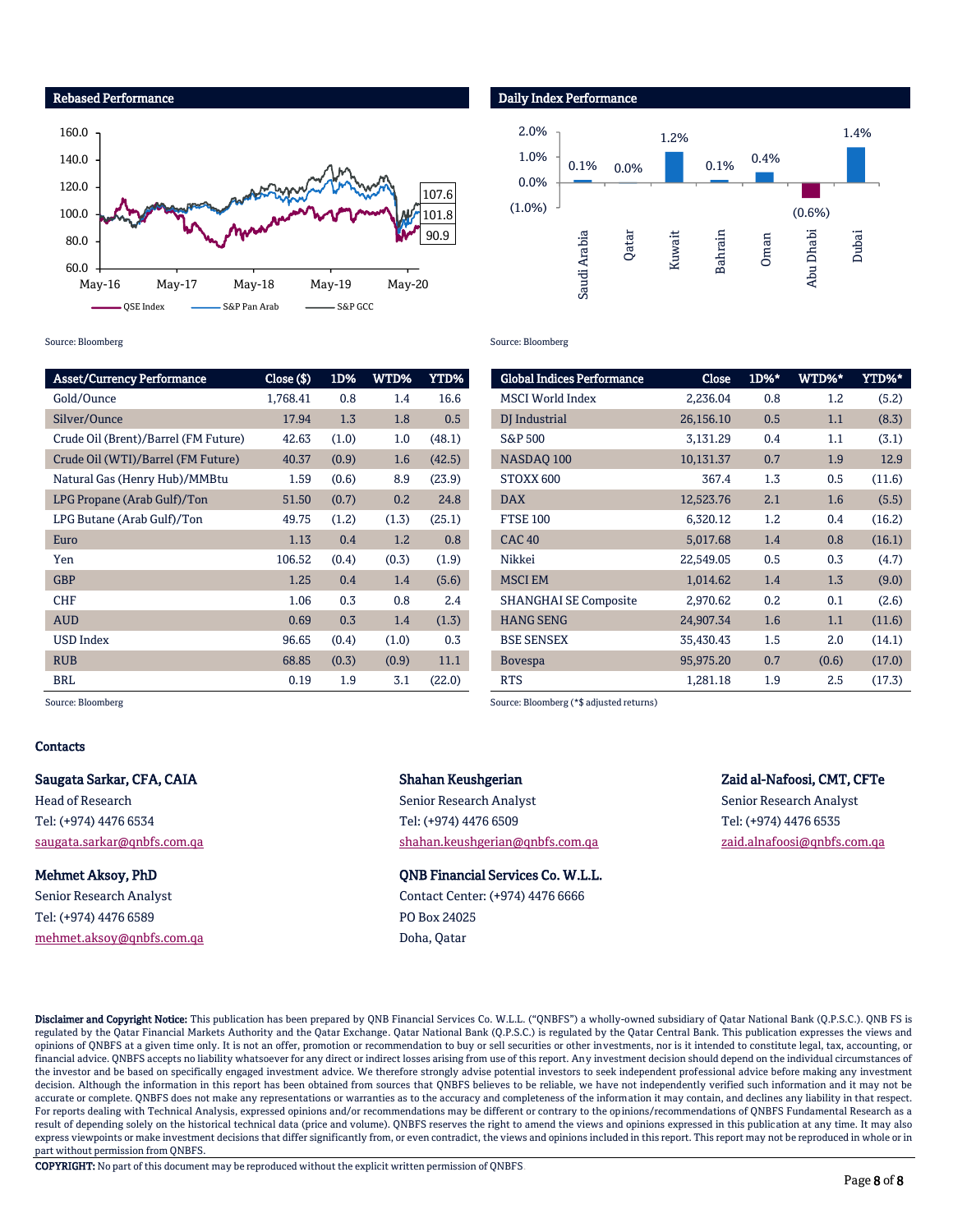## Rebased Performance

160.0
140.0
120.0
100.0
80.0
60.0

May-16 May-17 May-18 May-19 May-20

107.6
101.8
90.9

QSE Index S&P Pan Arab S&P GCC

Source: Bloomberg

## Daily Index Performance

2.0%
1.0%
0.0%
(1.0%)

0.1% 0.0% 1.2% 0.1% 0.4% (0.6%) 1.4%

Saudi Arabia Qatar Kuwait Bahrain Oman Abu Dhabi Dubai

Source: Bloomberg

| Asset/Currency Performance | Close ($) | 1D% | WTD% | YTD% |
|---|---|---|---|---|
| Gold/Ounce | 1,768.41 | 0.8 | 1.4 | 16.6 |
| Silver/Ounce | 17.94 | 1.3 | 1.8 | 0.5 |
| Crude Oil (Brent)/Barrel (FM Future) | 42.63 | (1.0) | 1.0 | (48.1) |
| Crude Oil (WTI)/Barrel (FM Future) | 40.37 | (0.9) | 1.6 | (42.5) |
| Natural Gas (Henry Hub)/MMBtu | 1.59 | (0.6) | 8.9 | (23.9) |
| LPG Propane (Arab Gulf)/Ton | 51.50 | (0.7) | 0.2 | 24.8 |
| LPG Butane (Arab Gulf)/Ton | 49.75 | (1.2) | (1.3) | (25.1) |
| Euro | 1.13 | 0.4 | 1.2 | 0.8 |
| Yen | 106.52 | (0.4) | (0.3) | (1.9) |
| GBP | 1.25 | 0.4 | 1.4 | (5.6) |
| CHF | 1.06 | 0.3 | 0.8 | 2.4 |
| AUD | 0.69 | 0.3 | 1.4 | (1.3) |
| USD Index | 96.65 | (0.4) | (1.0) | 0.3 |
| RUB | 68.85 | (0.3) | (0.9) | 11.1 |
| BRL | 0.19 | 1.9 | 3.1 | (22.0) |

Source: Bloomberg

| Global Indices Performance | Close | 1D%* | WTD%* | YTD%* |
|---|---|---|---|---|
| MSCI World Index | 2,236.04 | 0.8 | 1.2 | (5.2) |
| DJ Industrial | 26,156.10 | 0.5 | 1.1 | (8.3) |
| S&P 500 | 3,131.29 | 0.4 | 1.1 | (3.1) |
| NASDAQ 100 | 10,131.37 | 0.7 | 1.9 | 12.9 |
| STOXX 600 | 367.4 | 1.3 | 0.5 | (11.6) |
| DAX | 12,523.76 | 2.1 | 1.6 | (5.5) |
| FTSE 100 | 6,320.12 | 1.2 | 0.4 | (16.2) |
| CAC 40 | 5,017.68 | 1.4 | 0.8 | (16.1) |
| Nikkei | 22,549.05 | 0.5 | 0.3 | (4.7) |
| MSCI EM | 1,014.62 | 1.4 | 1.3 | (9.0) |
| SHANGHAI SE Composite | 2,970.62 | 0.2 | 0.1 | (2.6) |
| HANG SENG | 24,907.34 | 1.6 | 1.1 | (11.6) |
| BSE SENSEX | 35,430.43 | 1.5 | 2.0 | (14.1) |
| Bovespa | 95,975.20 | 0.7 | (0.6) | (17.0) |
| RTS | 1,281.18 | 1.9 | 2.5 | (17.3) |

Source: Bloomberg (*$ adjusted returns)

### Contacts

**Saugata Sarkar, CFA, CAIA**
Head of Research
Tel: (+974) 4476 6534
saugata.sarkar@qnbfs.com.qa

**Shahan Keushgerian**
Senior Research Analyst
Tel: (+974) 4476 6509
shahan.keushgerian@qnbfs.com.qa

**Zaid al-Nafoosi, CMT, CFTe**
Senior Research Analyst
Tel: (+974) 4476 6535
zaid.alnafoosi@qnbfs.com.qa

**Mehmet Aksoy, PhD**
Senior Research Analyst
Tel: (+974) 4476 6589
mehmet.aksoy@qnbfs.com.qa

**QNB Financial Services Co. W.L.L.**
Contact Center: (+974) 4476 6666
PO Box 24025
Doha, Qatar

**Disclaimer and Copyright Notice:** This publication has been prepared by QNB Financial Services Co. W.L.L. ("QNBFS") a wholly-owned subsidiary of Qatar National Bank (Q.P.S.C.). QNB FS is regulated by the Qatar Financial Markets Authority and the Qatar Exchange. Qatar National Bank (Q.P.S.C.) is regulated by the Qatar Central Bank. This publication expresses the views and opinions of QNBFS at a given time only. It is not an offer, promotion or recommendation to buy or sell securities or other investments, nor is it intended to constitute legal, tax, accounting, or financial advice. QNBFS accepts no liability whatsoever for any direct or indirect losses arising from use of this report. Any investment decision should depend on the individual circumstances of the investor and be based on specifically engaged investment advice. We therefore strongly advise potential investors to seek independent professional advice before making any investment decision. Although the information in this report has been obtained from sources that QNBFS believes to be reliable, we have not independently verified such information and it may not be accurate or complete. QNBFS does not make any representations or warranties as to the accuracy and completeness of the information it may contain, and declines any liability in that respect. For reports dealing with Technical Analysis, expressed opinions and/or recommendations may be different or contrary to the opinions/recommendations of QNBFS Fundamental Research as a result of depending solely on the historical technical data (price and volume). QNBFS reserves the right to amend the views and opinions expressed in this publication at any time. It may also express viewpoints or make investment decisions that differ significantly from, or even contradict, the views and opinions included in this report. This report may not be reproduced in whole or in part without permission from QNBFS.

**COPYRIGHT:** No part of this document may be reproduced without the explicit written permission of QNBFS